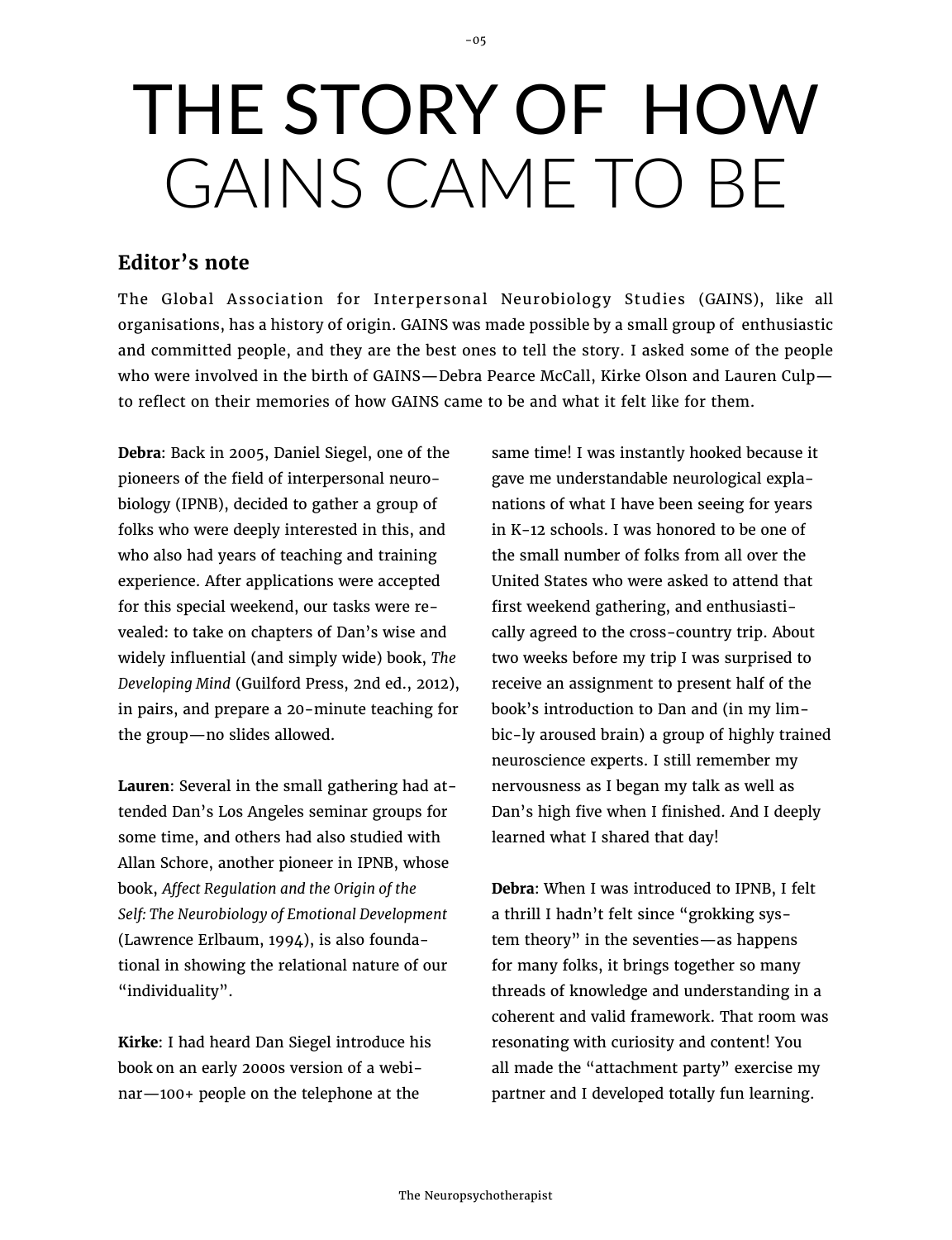# THE STORY OF HOW GAINS CAME TO BE

## Editor's note

The Global Association for Interpersonal Neurobiology Studies (GAINS), like all organisations, has a history of origin. GAINS was made possible by a small group of enthusiastic and committed people, and they are the best ones to tell the story. I asked some of the people who were involved in the birth of GAINS—Debra Pearce McCall, Kirke Olson and Lauren Culp—to reflect on their memories of how GAINS came to be and what it felt like for them.

**Debra**: Back in 2005, Daniel Siegel, one of the pioneers of the field of interpersonal neurobiology (IPNB), decided to gather a group of folks who were deeply interested in this, and who also had years of teaching and training experience. After applications were accepted for this special weekend, our tasks were revealed: to take on chapters of Dan's wise and widely influential (and simply wide) book, *The Developing Mind* (Guilford Press, 2nd ed., 2012), in pairs, and prepare a 20-minute teaching for the group—no slides allowed.

**Lauren**: Several in the small gathering had attended Dan's Los Angeles seminar groups for some time, and others had also studied with Allan Schore, another pioneer in IPNB, whose book, *Affect Regulation and the Origin of the Self: The Neurobiology of Emotional Development* (Lawrence Erlbaum, 1994), is also foundational in showing the relational nature of our "individuality".

**Kirke**: I had heard Dan Siegel introduce his book on an early 2000s version of a webinar—100+ people on the telephone at the same time! I was instantly hooked because it gave me understandable neurological explanations of what I have been seeing for years in K-12 schools. I was honored to be one of the small number of folks from all over the United States who were asked to attend that first weekend gathering, and enthusiastically agreed to the cross-country trip. About two weeks before my trip I was surprised to receive an assignment to present half of the book's introduction to Dan and (in my limbic-ly aroused brain) a group of highly trained neuroscience experts. I still remember my nervousness as I began my talk as well as Dan's high five when I finished. And I deeply learned what I shared that day!

**Debra**: When I was introduced to IPNB, I felt a thrill I hadn't felt since "grokking system theory" in the seventies—as happens for many folks, it brings together so many threads of knowledge and understanding in a coherent and valid framework. That room was resonating with curiosity and content! You all made the "attachment party" exercise my partner and I developed totally fun learning.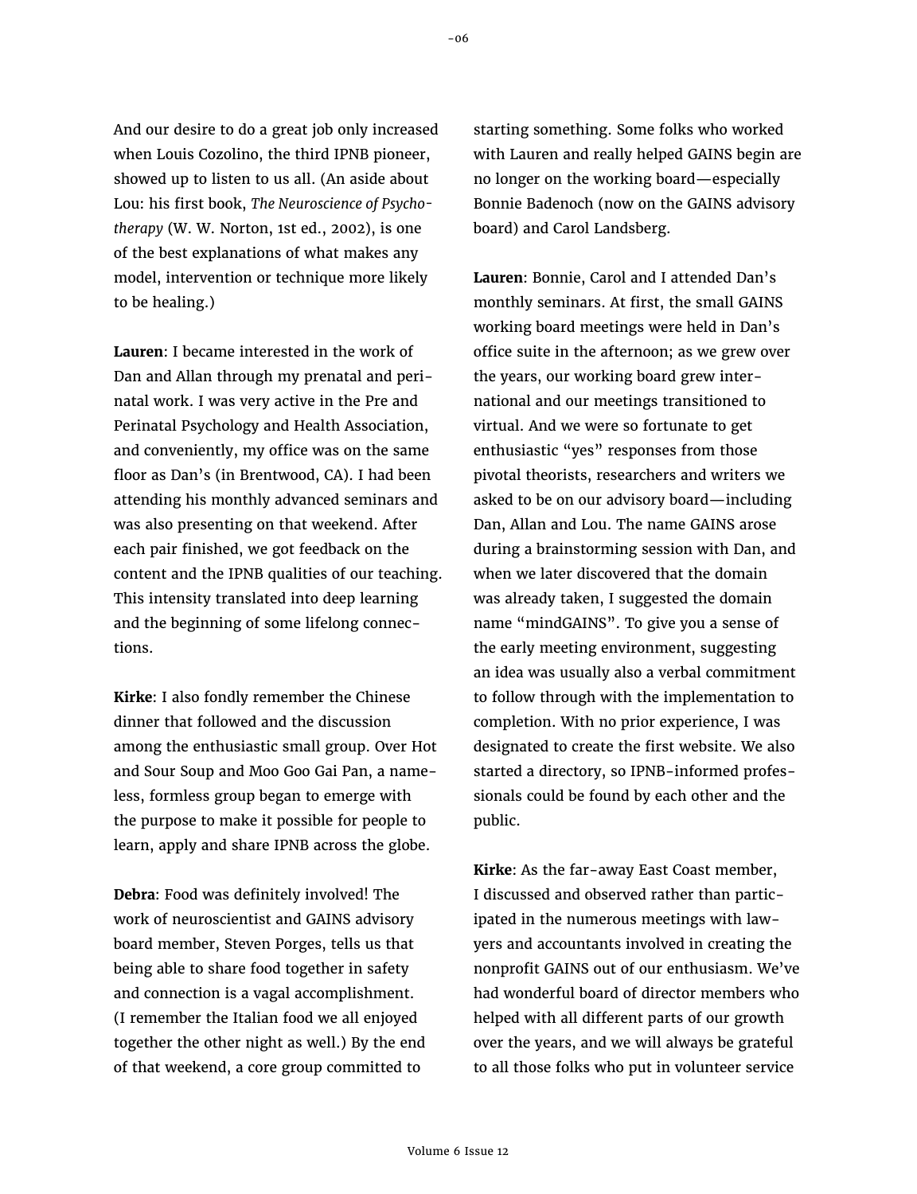And our desire to do a great job only increased when Louis Cozolino, the third IPNB pioneer, showed up to listen to us all. (An aside about Lou: his first book, *The Neuroscience of Psychotherapy* (W. W. Norton, 1st ed., 2002), is one of the best explanations of what makes any model, intervention or technique more likely to be healing.)

**Lauren**: I became interested in the work of Dan and Allan through my prenatal and perinatal work. I was very active in the Pre and Perinatal Psychology and Health Association, and conveniently, my office was on the same floor as Dan's (in Brentwood, CA). I had been attending his monthly advanced seminars and was also presenting on that weekend. After each pair finished, we got feedback on the content and the IPNB qualities of our teaching. This intensity translated into deep learning and the beginning of some lifelong connections.

**Kirke**: I also fondly remember the Chinese dinner that followed and the discussion among the enthusiastic small group. Over Hot and Sour Soup and Moo Goo Gai Pan, a nameless, formless group began to emerge with the purpose to make it possible for people to learn, apply and share IPNB across the globe.

**Debra**: Food was definitely involved! The work of neuroscientist and GAINS advisory board member, Steven Porges, tells us that being able to share food together in safety and connection is a vagal accomplishment. (I remember the Italian food we all enjoyed together the other night as well.) By the end of that weekend, a core group committed to starting something. Some folks who worked with Lauren and really helped GAINS begin are no longer on the working board—especially Bonnie Badenoch (now on the GAINS advisory board) and Carol Landsberg.

**Lauren**: Bonnie, Carol and I attended Dan's monthly seminars. At first, the small GAINS working board meetings were held in Dan's office suite in the afternoon; as we grew over the years, our working board grew international and our meetings transitioned to virtual. And we were so fortunate to get enthusiastic "yes" responses from those pivotal theorists, researchers and writers we asked to be on our advisory board—including Dan, Allan and Lou. The name GAINS arose during a brainstorming session with Dan, and when we later discovered that the domain was already taken, I suggested the domain name "mindGAINS". To give you a sense of the early meeting environment, suggesting an idea was usually also a verbal commitment to follow through with the implementation to completion. With no prior experience, I was designated to create the first website. We also started a directory, so IPNB-informed professionals could be found by each other and the public.

**Kirke**: As the far-away East Coast member, I discussed and observed rather than participated in the numerous meetings with lawyers and accountants involved in creating the nonprofit GAINS out of our enthusiasm. We've had wonderful board of director members who helped with all different parts of our growth over the years, and we will always be grateful to all those folks who put in volunteer service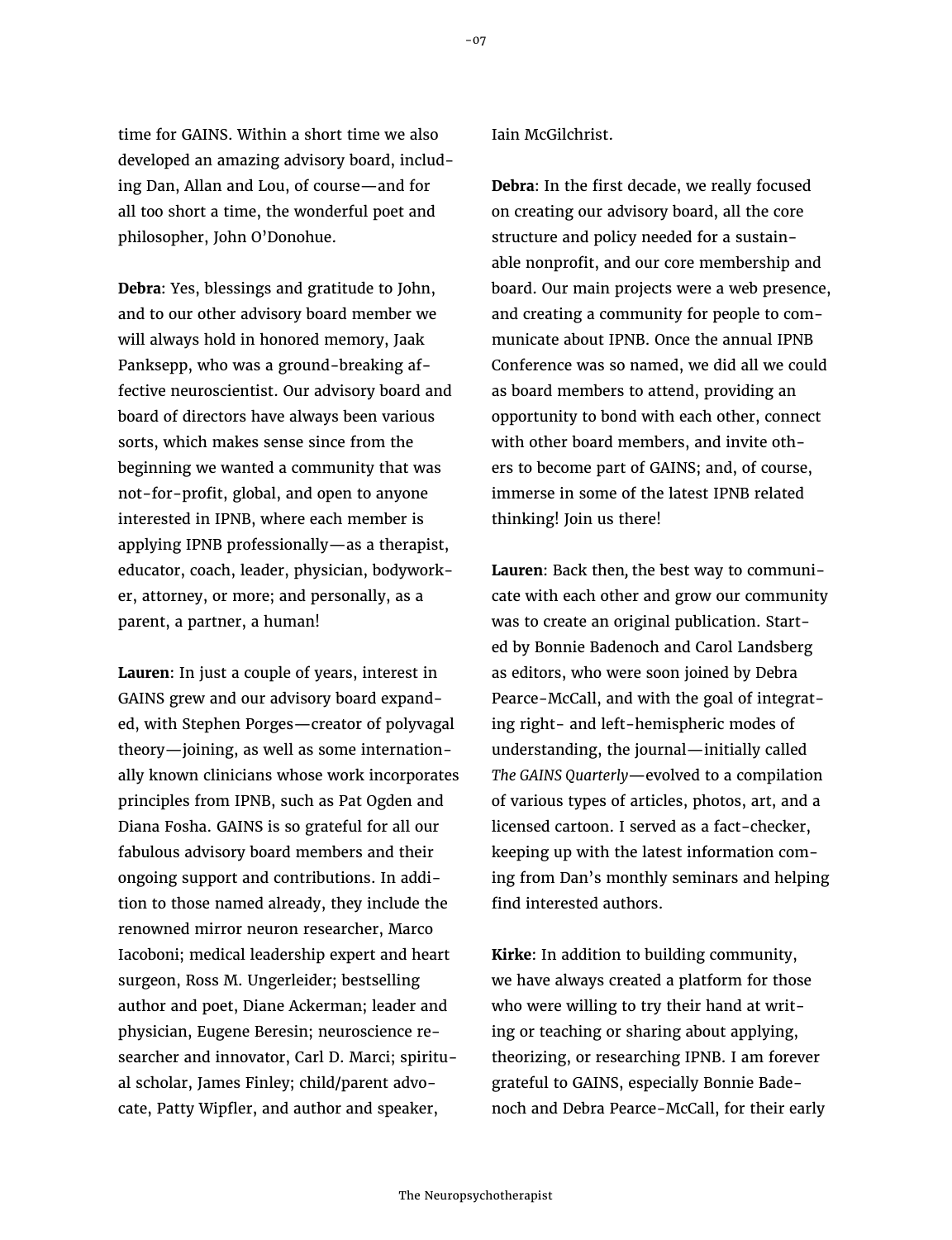time for GAINS. Within a short time we also developed an amazing advisory board, including Dan, Allan and Lou, of course—and for all too short a time, the wonderful poet and philosopher, John O'Donohue.

**Debra**: Yes, blessings and gratitude to John, and to our other advisory board member we will always hold in honored memory, Jaak Panksepp, who was a ground-breaking affective neuroscientist. Our advisory board and board of directors have always been various sorts, which makes sense since from the beginning we wanted a community that was not-for-profit, global, and open to anyone interested in IPNB, where each member is applying IPNB professionally—as a therapist, educator, coach, leader, physician, bodyworker, attorney, or more; and personally, as a parent, a partner, a human!

**Lauren**: In just a couple of years, interest in GAINS grew and our advisory board expanded, with Stephen Porges—creator of polyvagal theory—joining, as well as some internationally known clinicians whose work incorporates principles from IPNB, such as Pat Ogden and Diana Fosha. GAINS is so grateful for all our fabulous advisory board members and their ongoing support and contributions. In addition to those named already, they include the renowned mirror neuron researcher, Marco Iacoboni; medical leadership expert and heart surgeon, Ross M. Ungerleider; bestselling author and poet, Diane Ackerman; leader and physician, Eugene Beresin; neuroscience researcher and innovator, Carl D. Marci; spiritual scholar, James Finley; child/parent advocate, Patty Wipfler, and author and speaker, Iain McGilchrist.

**Debra**: In the first decade, we really focused on creating our advisory board, all the core structure and policy needed for a sustainable nonprofit, and our core membership and board. Our main projects were a web presence, and creating a community for people to communicate about IPNB. Once the annual IPNB Conference was so named, we did all we could as board members to attend, providing an opportunity to bond with each other, connect with other board members, and invite others to become part of GAINS; and, of course, immerse in some of the latest IPNB related thinking! Join us there!

**Lauren**: Back then, the best way to communicate with each other and grow our community was to create an original publication. Started by Bonnie Badenoch and Carol Landsberg as editors, who were soon joined by Debra Pearce-McCall, and with the goal of integrating right- and left-hemispheric modes of understanding, the journal—initially called *The GAINS Quarterly*—evolved to a compilation of various types of articles, photos, art, and a licensed cartoon. I served as a fact-checker, keeping up with the latest information coming from Dan's monthly seminars and helping find interested authors.

**Kirke**: In addition to building community, we have always created a platform for those who were willing to try their hand at writing or teaching or sharing about applying, theorizing, or researching IPNB. I am forever grateful to GAINS, especially Bonnie Badenoch and Debra Pearce-McCall, for their early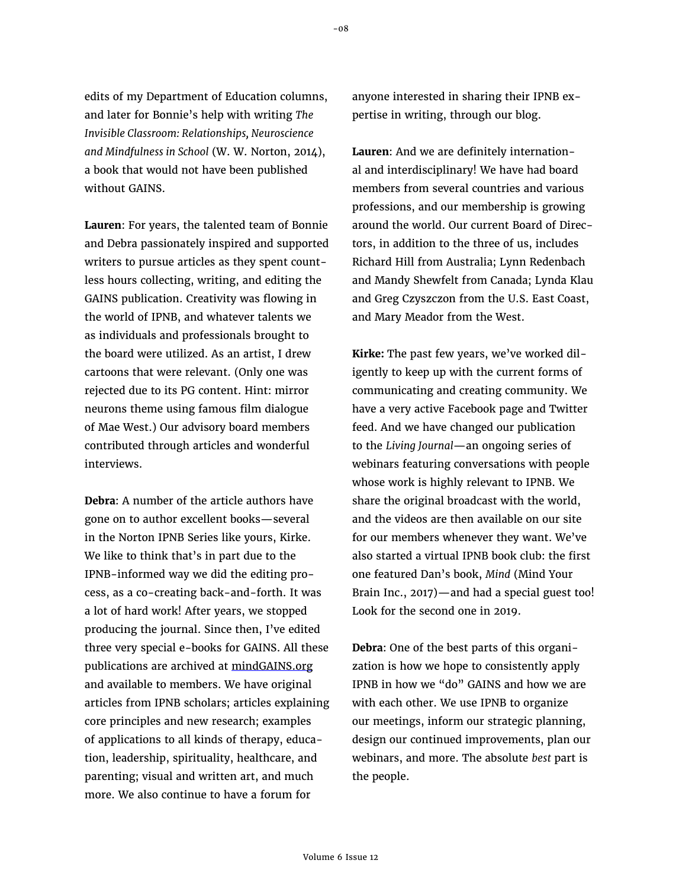edits of my Department of Education columns, and later for Bonnie's help with writing *The Invisible Classroom: Relationships, Neuroscience and Mindfulness in School* (W. W. Norton, 2014), a book that would not have been published without GAINS.

**Lauren**: For years, the talented team of Bonnie and Debra passionately inspired and supported writers to pursue articles as they spent countless hours collecting, writing, and editing the GAINS publication. Creativity was flowing in the world of IPNB, and whatever talents we as individuals and professionals brought to the board were utilized. As an artist, I drew cartoons that were relevant. (Only one was rejected due to its PG content. Hint: mirror neurons theme using famous film dialogue of Mae West.) Our advisory board members contributed through articles and wonderful interviews.

**Debra**: A number of the article authors have gone on to author excellent books—several in the Norton IPNB Series like yours, Kirke. We like to think that's in part due to the IPNB-informed way we did the editing process, as a co-creating back-and-forth. It was a lot of hard work! After years, we stopped producing the journal. Since then, I've edited three very special e-books for GAINS. All these publications are archived at mindGAINS.org and available to members. We have original articles from IPNB scholars; articles explaining core principles and new research; examples of applications to all kinds of therapy, education, leadership, spirituality, healthcare, and parenting; visual and written art, and much more. We also continue to have a forum for anyone interested in sharing their IPNB expertise in writing, through our blog.

**Lauren**: And we are definitely international and interdisciplinary! We have had board members from several countries and various professions, and our membership is growing around the world. Our current Board of Directors, in addition to the three of us, includes Richard Hill from Australia; Lynn Redenbach and Mandy Shewfelt from Canada; Lynda Klau and Greg Czyszczon from the U.S. East Coast, and Mary Meador from the West.

**Kirke:** The past few years, we've worked diligently to keep up with the current forms of communicating and creating community. We have a very active Facebook page and Twitter feed. And we have changed our publication to the *Living Journal*—an ongoing series of webinars featuring conversations with people whose work is highly relevant to IPNB. We share the original broadcast with the world, and the videos are then available on our site for our members whenever they want. We've also started a virtual IPNB book club: the first one featured Dan's book, *Mind* (Mind Your Brain Inc., 2017)—and had a special guest too! Look for the second one in 2019.

**Debra**: One of the best parts of this organization is how we hope to consistently apply IPNB in how we "do" GAINS and how we are with each other. We use IPNB to organize our meetings, inform our strategic planning, design our continued improvements, plan our webinars, and more. The absolute *best* part is the people.